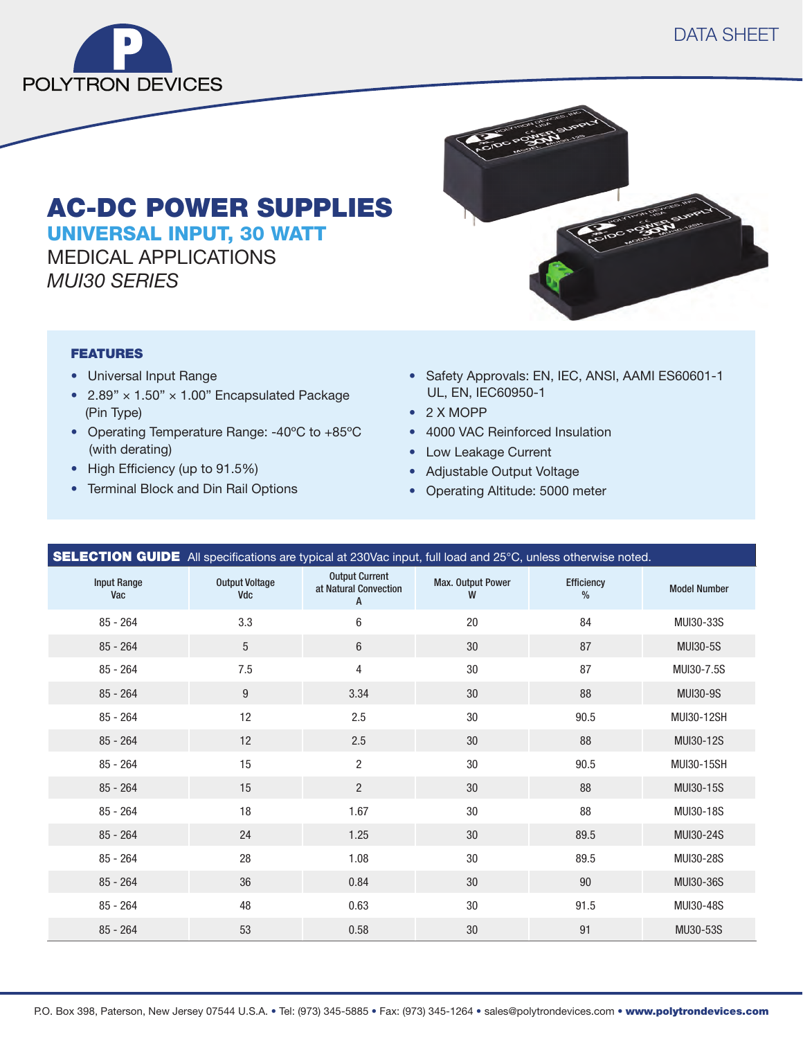POLYTRON DEVICES

DATA SHEET

# AC-DC POWER SUPPLIES

## UNIVERSAL INPUT, 30 WATT

MEDICAL APPLICATIONS

*MUI30 SERIES*

### FEATURES

- Universal Input Range
- 2.89” × 1.50” × 1.00” Encapsulated Package (Pin Type)
- Operating Temperature Range: -40ºC to +85ºC (with derating)
- High Efficiency (up to 91.5%)
- Terminal Block and Din Rail Options
- Safety Approvals: EN, IEC, ANSI, AAMI ES60601-1 UL, EN, IEC60950-1
- 2 X MOPP
- 4000 VAC Reinforced Insulation
- Low Leakage Current
- Adjustable Output Voltage
- Operating Altitude: 5000 meter

**SELECTION GUIDE** All specifications are typical at 230Vac input, full load and 25°C, unless otherwise noted.

| Input Range Vac | Output Voltage Vdc | Output Current at Natural Convection A | Max. Output Power W | Efficiency % | Model Number |
|---|---|---|---|---|---|
| 85 - 264 | 3.3 | 6 | 20 | 84 | MUI30-33S |
| 85 - 264 | 5 | 6 | 30 | 87 | MUI30-5S |
| 85 - 264 | 7.5 | 4 | 30 | 87 | MUI30-7.5S |
| 85 - 264 | 9 | 3.34 | 30 | 88 | MUI30-9S |
| 85 - 264 | 12 | 2.5 | 30 | 90.5 | MUI30-12SH |
| 85 - 264 | 12 | 2.5 | 30 | 88 | MUI30-12S |
| 85 - 264 | 15 | 2 | 30 | 90.5 | MUI30-15SH |
| 85 - 264 | 15 | 2 | 30 | 88 | MUI30-15S |
| 85 - 264 | 18 | 1.67 | 30 | 88 | MUI30-18S |
| 85 - 264 | 24 | 1.25 | 30 | 89.5 | MUI30-24S |
| 85 - 264 | 28 | 1.08 | 30 | 89.5 | MUI30-28S |
| 85 - 264 | 36 | 0.84 | 30 | 90 | MUI30-36S |
| 85 - 264 | 48 | 0.63 | 30 | 91.5 | MUI30-48S |
| 85 - 264 | 53 | 0.58 | 30 | 91 | MU30-53S |

P.O. Box 398, Paterson, New Jersey 07544 U.S.A. • Tel: (973) 345-5885 • Fax: (973) 345-1264 • sales@polytrondevices.com • **www.polytrondevices.com**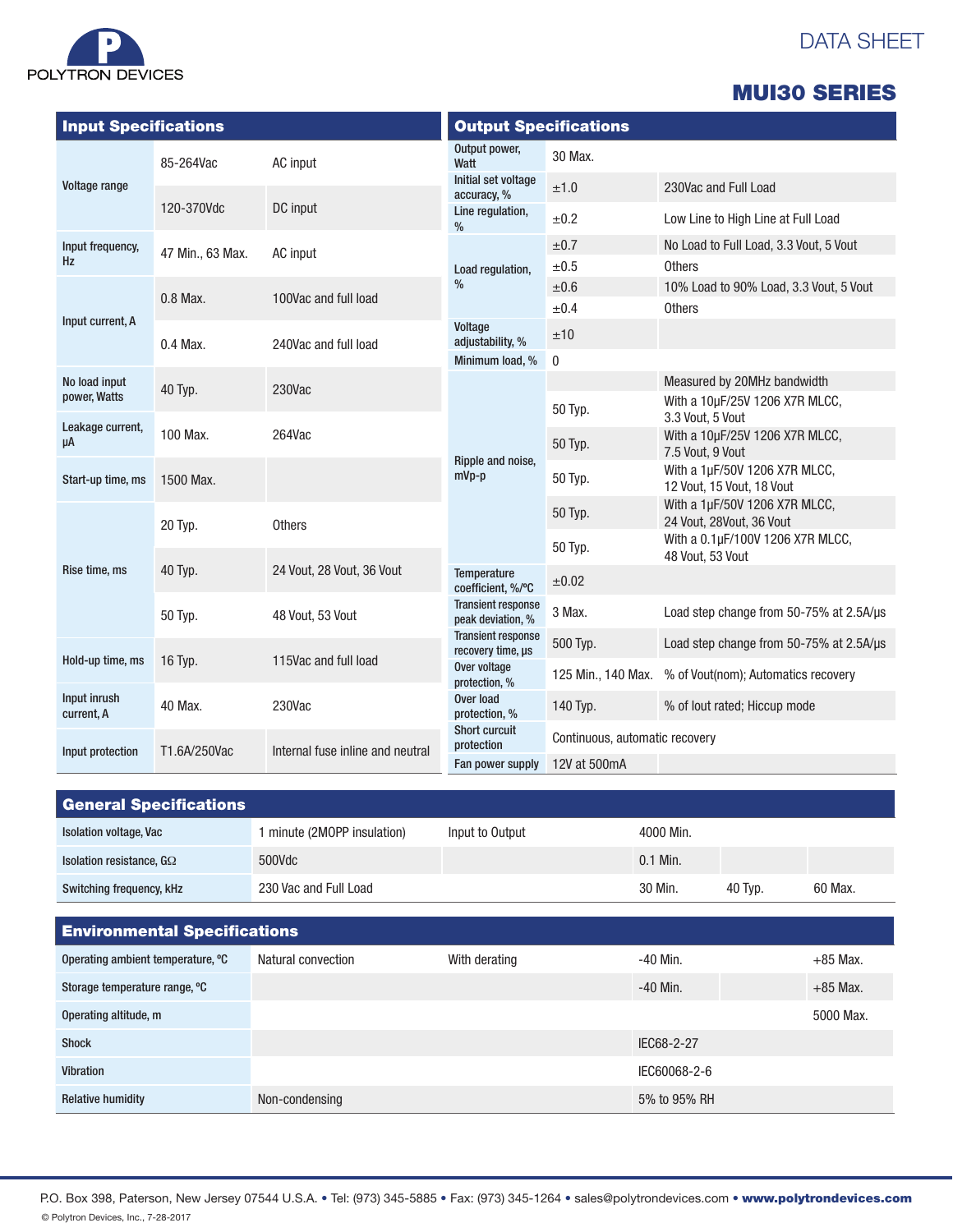# DATA SHEET

## MUI30 SERIES

### Input Specifications

| Input Specifications | | |
|---|---|---|
| Voltage range | 85-264Vac | AC input |
| | 120-370Vdc | DC input |
| Input frequency, Hz | 47 Min., 63 Max. | AC input |
| Input current, A | 0.8 Max. | 100Vac and full load |
| | 0.4 Max. | 240Vac and full load |
| No load input power, Watts | 40 Typ. | 230Vac |
| Leakage current, µA | 100 Max. | 264Vac |
| Start-up time, ms | 1500 Max. | |
| Rise time, ms | 20 Typ. | Others |
| | 40 Typ. | 24 Vout, 28 Vout, 36 Vout |
| | 50 Typ. | 48 Vout, 53 Vout |
| Hold-up time, ms | 16 Typ. | 115Vac and full load |
| Input inrush current, A | 40 Max. | 230Vac |
| Input protection | T1.6A/250Vac | Internal fuse inline and neutral |

### Output Specifications

| Output Specifications | | |
|---|---|---|
| Output power, Watt | 30 Max. | |
| Initial set voltage accuracy, % | ±1.0 | 230Vac and Full Load |
| Line regulation, % | ±0.2 | Low Line to High Line at Full Load |
| Load regulation, % | ±0.7 | No Load to Full Load, 3.3 Vout, 5 Vout |
| | ±0.5 | Others |
| | ±0.6 | 10% Load to 90% Load, 3.3 Vout, 5 Vout |
| | ±0.4 | Others |
| Voltage adjustability, % | ±10 | |
| Minimum load, % | 0 | |
| Ripple and noise, mVp-p | | Measured by 20MHz bandwidth |
| | 50 Typ. | With a 10µF/25V 1206 X7R MLCC, 3.3 Vout, 5 Vout |
| | 50 Typ. | With a 10µF/25V 1206 X7R MLCC, 7.5 Vout, 9 Vout |
| | 50 Typ. | With a 1µF/50V 1206 X7R MLCC, 12 Vout, 15 Vout, 18 Vout |
| | 50 Typ. | With a 1µF/50V 1206 X7R MLCC, 24 Vout, 28Vout, 36 Vout |
| | 50 Typ. | With a 0.1µF/100V 1206 X7R MLCC, 48 Vout, 53 Vout |
| Temperature coefficient, %/°C | ±0.02 | |
| Transient response peak deviation, % | 3 Max. | Load step change from 50-75% at 2.5A/µs |
| Transient response recovery time, µs | 500 Typ. | Load step change from 50-75% at 2.5A/µs |
| Over voltage protection, % | 125 Min., 140 Max. | % of Vout(nom); Automatics recovery |
| Over load protection, % | 140 Typ. | % of Iout rated; Hiccup mode |
| Short curcuit protection | Continuous, automatic recovery | |
| Fan power supply | 12V at 500mA | |

### General Specifications

| General Specifications | | | | | |
|---|---|---|---|---|---|
| Isolation voltage, Vac | 1 minute (2MOPP insulation) | Input to Output | 4000 Min. | | |
| Isolation resistance, GΩ | 500Vdc | | 0.1 Min. | | |
| Switching frequency, kHz | 230 Vac and Full Load | | 30 Min. | 40 Typ. | 60 Max. |

### Environmental Specifications

| Environmental Specifications | | | | | |
|---|---|---|---|---|---|
| Operating ambient temperature, °C | Natural convection | With derating | -40 Min. | | +85 Max. |
| Storage temperature range, °C | | | -40 Min. | | +85 Max. |
| Operating altitude, m | | | | | 5000 Max. |
| Shock | | | IEC68-2-27 | | |
| Vibration | | | IEC60068-2-6 | | |
| Relative humidity | Non-condensing | | 5% to 95% RH | | |

P.O. Box 398, Paterson, New Jersey 07544 U.S.A. • Tel: (973) 345-5885 • Fax: (973) 345-1264 • sales@polytrondevices.com • **www.polytrondevices.com**

© Polytron Devices, Inc., 7-28-2017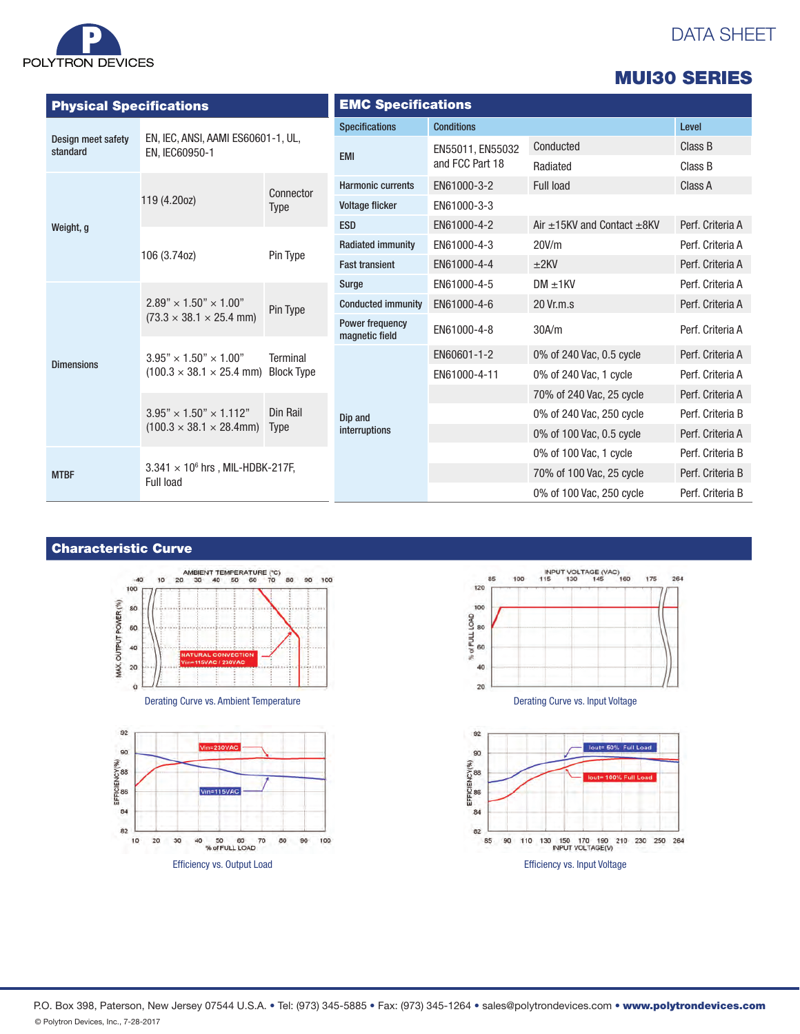## Physical Specifications

| | | |
|---|---|---|
| Design meet safety standard | EN, IEC, ANSI, AAMI ES60601-1, UL, EN, IEC60950-1 | |
| Weight, g | 119 (4.20oz) | Connector Type |
| | 106 (3.74oz) | Pin Type |
| Dimensions | 2.89" × 1.50" × 1.00" (73.3 × 38.1 × 25.4 mm) | Pin Type |
| | 3.95" × 1.50" × 1.00" (100.3 × 38.1 × 25.4 mm) | Terminal Block Type |
| | 3.95" × 1.50" × 1.112" (100.3 × 38.1 × 28.4mm) | Din Rail Type |
| MTBF | $3.341 \times 10^6$ hrs , MIL-HDBK-217F, Full load | |

## EMC Specifications

| Specifications | Conditions | | Level |
|---|---|---|---|
| EMI | EN55011, EN55032 and FCC Part 18 | Conducted | Class B |
| | | Radiated | Class B |
| Harmonic currents | EN61000-3-2 | Full load | Class A |
| Voltage flicker | EN61000-3-3 | | |
| ESD | EN61000-4-2 | Air ±15KV and Contact ±8KV | Perf. Criteria A |
| Radiated immunity | EN61000-4-3 | 20V/m | Perf. Criteria A |
| Fast transient | EN61000-4-4 | ±2KV | Perf. Criteria A |
| Surge | EN61000-4-5 | DM ±1KV | Perf. Criteria A |
| Conducted immunity | EN61000-4-6 | 20 Vr.m.s | Perf. Criteria A |
| Power frequency magnetic field | EN61000-4-8 | 30A/m | Perf. Criteria A |
| Dip and interruptions | EN60601-1-2 | 0% of 240 Vac, 0.5 cycle | Perf. Criteria A |
| | EN61000-4-11 | 0% of 240 Vac, 1 cycle | Perf. Criteria A |
| | | 70% of 240 Vac, 25 cycle | Perf. Criteria A |
| | | 0% of 240 Vac, 250 cycle | Perf. Criteria B |
| | | 0% of 100 Vac, 0.5 cycle | Perf. Criteria A |
| | | 0% of 100 Vac, 1 cycle | Perf. Criteria B |
| | | 70% of 100 Vac, 25 cycle | Perf. Criteria B |
| | | 0% of 100 Vac, 250 cycle | Perf. Criteria B |

## Characteristic Curve

Derating Curve vs. Ambient Temperature

Derating Curve vs. Input Voltage

Efficiency vs. Output Load

Efficiency vs. Input Voltage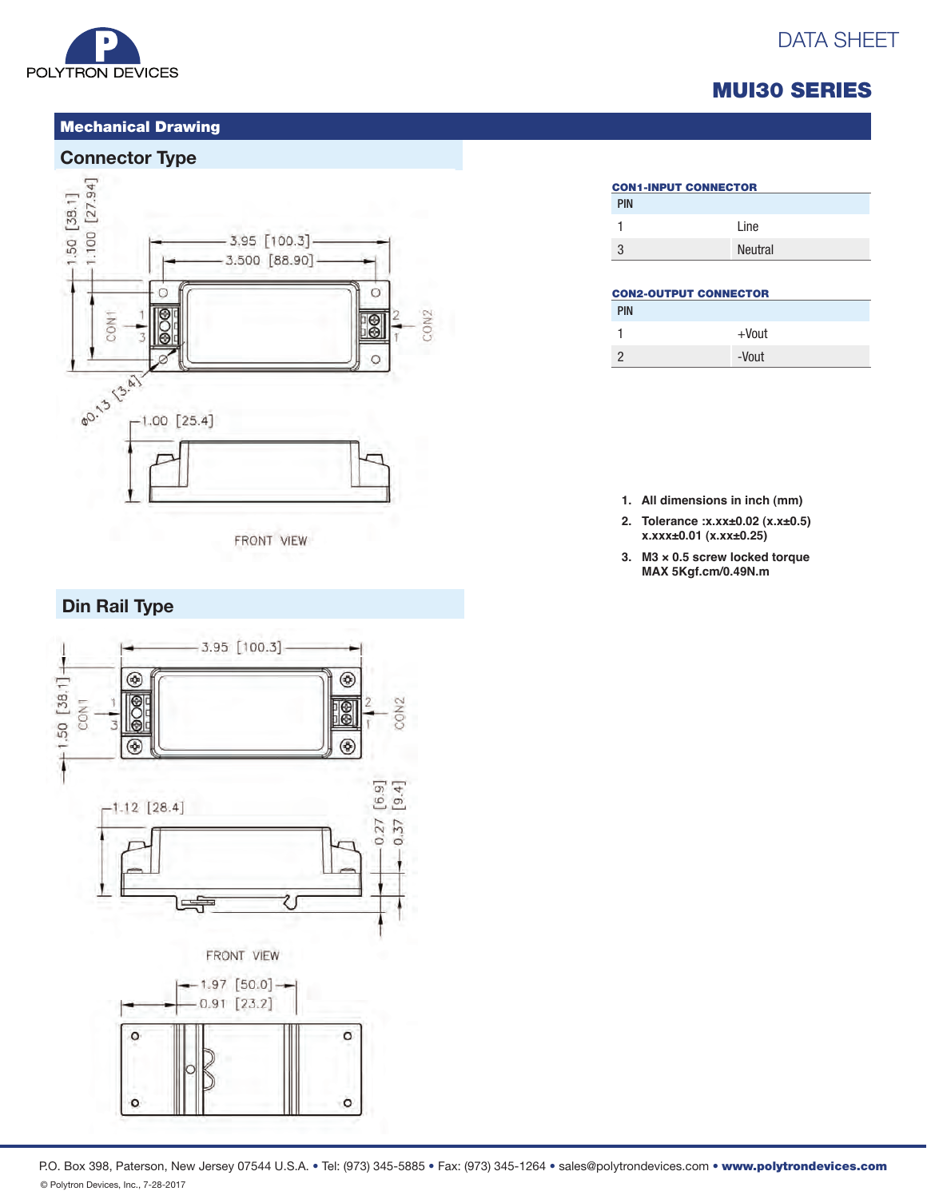# MUI30 SERIES

## Mechanical Drawing

### Connector Type

3.95 [100.3]
3.500 [88.90]
1.50 [38.1]
1.100 [27.94]
CON1
CON2
ø0.13 [3.4]
1.00 [25.4]

FRONT VIEW

**CON1-INPUT CONNECTOR**

| PIN | |
|---|---|
| 1 | Line |
| 3 | Neutral |

**CON2-OUTPUT CONNECTOR**

| PIN | |
|---|---|
| 1 | +Vout |
| 2 | -Vout |

1. **All dimensions in inch (mm)**
2. **Tolerance :x.xx±0.02 (x.x±0.5) x.xxx±0.01 (x.xx±0.25)**
3. **M3 × 0.5 screw locked torque MAX 5Kgf.cm/0.49N.m**

### Din Rail Type

3.95 [100.3]
1.50 [38.1]
CON1
CON2
1.12 [28.4]
0.27 [6.9]
0.37 [9.4]

FRONT VIEW

1.97 [50.0]
0.91 [23.2]

P.O. Box 398, Paterson, New Jersey 07544 U.S.A. • Tel: (973) 345-5885 • Fax: (973) 345-1264 • sales@polytrondevices.com • **www.polytrondevices.com**

© Polytron Devices, Inc., 7-28-2017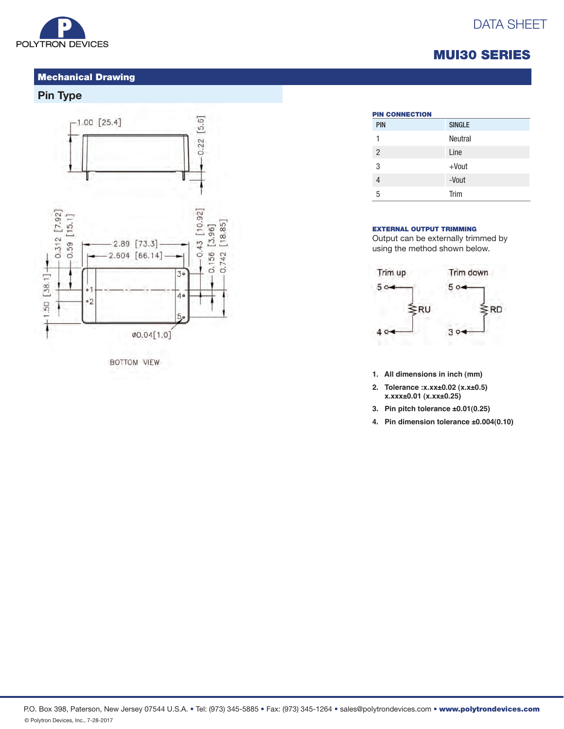## Mechanical Drawing

### Pin Type

1.00 [25.4]
0.22 [5.6]

0.312 [7.92]
0.59 [15.1]
1.50 [38.1]
2.89 [73.3]
2.604 [66.14]
0.43 [10.92]
0.156 [3.96]
0.742 [18.85]
⌀0.04[1.0]

BOTTOM VIEW

**PIN CONNECTION**

| PIN | SINGLE |
|---|---|
| 1 | Neutral |
| 2 | Line |
| 3 | +Vout |
| 4 | -Vout |
| 5 | Trim |

**EXTERNAL OUTPUT TRIMMING**

Output can be externally trimmed by using the method shown below.

Trim up
5
RU
4

Trim down
5
RD
3

1. **All dimensions in inch (mm)**
2. **Tolerance :x.xx±0.02 (x.x±0.5) x.xxx±0.01 (x.xx±0.25)**
3. **Pin pitch tolerance ±0.01(0.25)**
4. **Pin dimension tolerance ±0.004(0.10)**